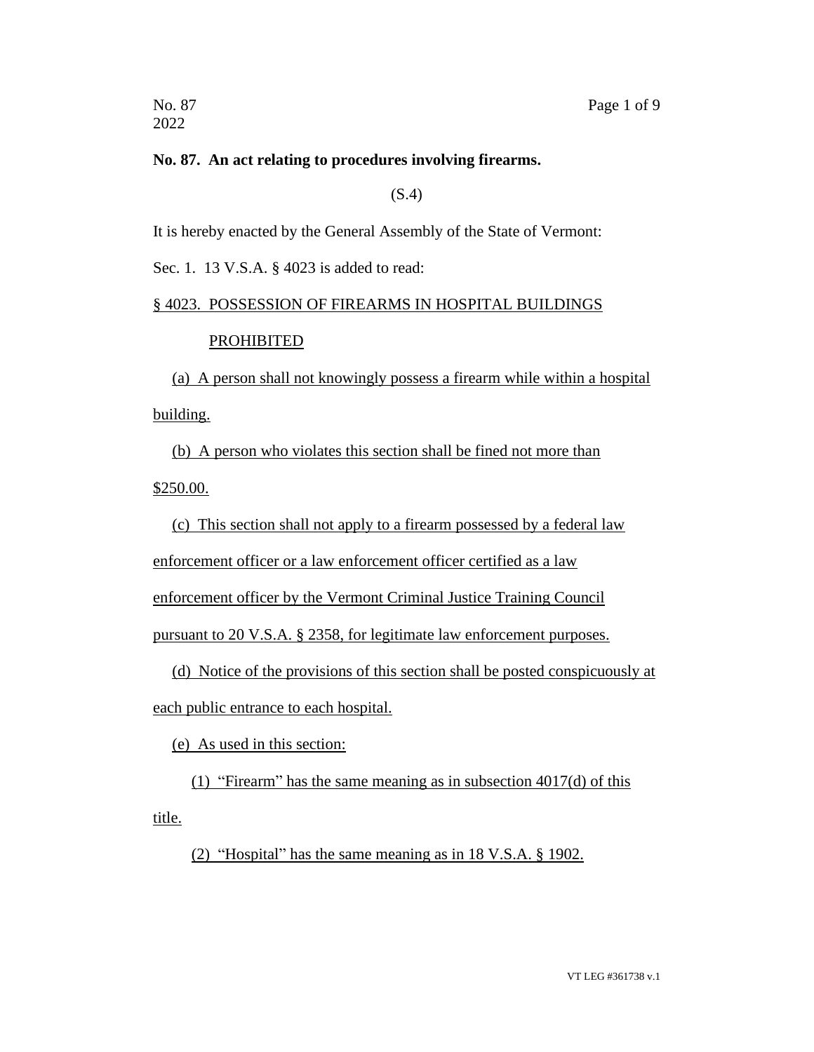No. 87
2022

**No. 87. An act relating to procedures involving firearms.**

(S.4)

It is hereby enacted by the General Assembly of the State of Vermont:

Sec. 1. 13 V.S.A. § 4023 is added to read:

§ 4023. POSSESSION OF FIREARMS IN HOSPITAL BUILDINGS PROHIBITED

(a) A person shall not knowingly possess a firearm while within a hospital building.

(b) A person who violates this section shall be fined not more than $250.00.

(c) This section shall not apply to a firearm possessed by a federal law enforcement officer or a law enforcement officer certified as a law enforcement officer by the Vermont Criminal Justice Training Council pursuant to 20 V.S.A. § 2358, for legitimate law enforcement purposes.

(d) Notice of the provisions of this section shall be posted conspicuously at each public entrance to each hospital.

(e) As used in this section:

(1) "Firearm" has the same meaning as in subsection 4017(d) of this title.

(2) "Hospital" has the same meaning as in 18 V.S.A. § 1902.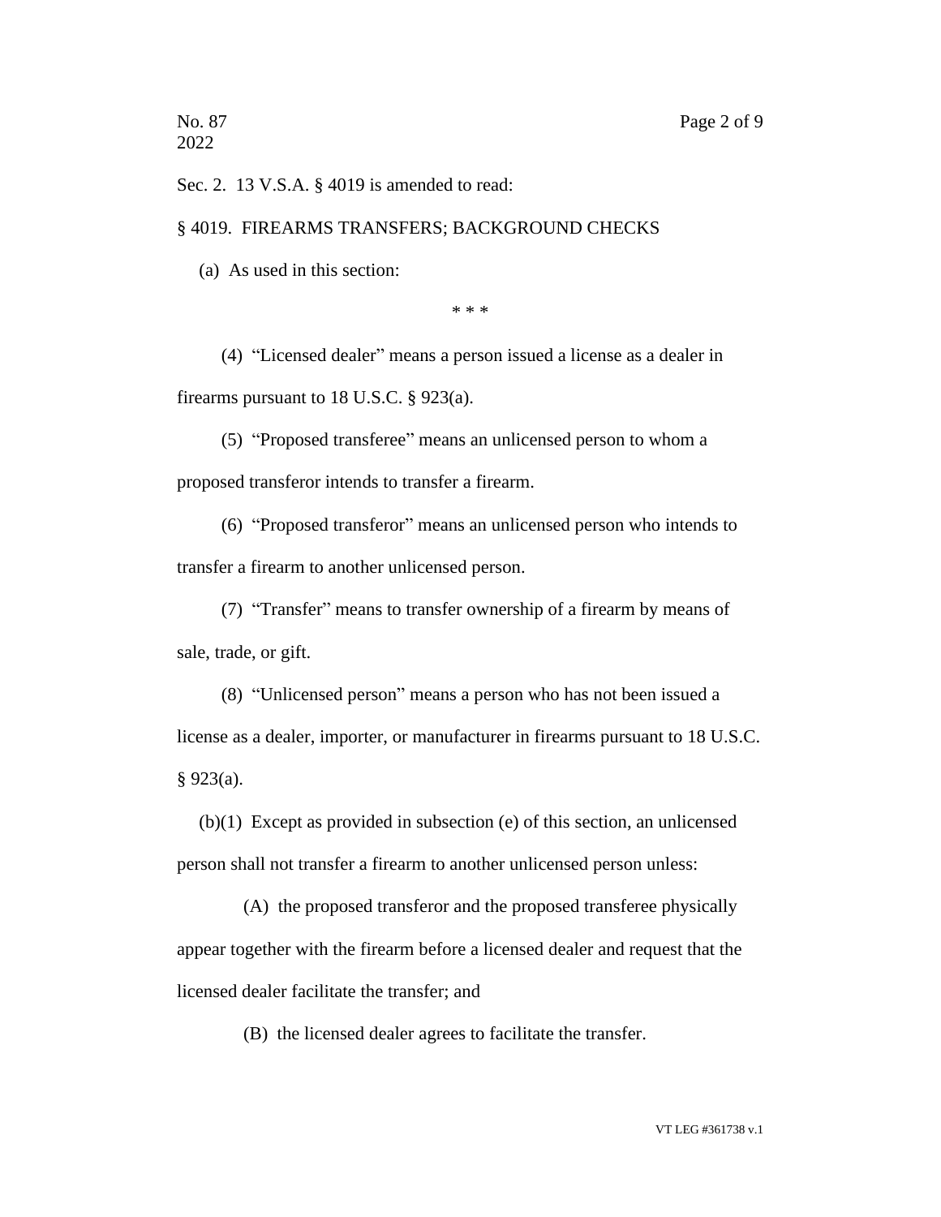Sec. 2. 13 V.S.A. § 4019 is amended to read:

§ 4019. FIREARMS TRANSFERS; BACKGROUND CHECKS

(a) As used in this section:

\* \* \*

(4) "Licensed dealer" means a person issued a license as a dealer in firearms pursuant to 18 U.S.C. § 923(a).

(5) "Proposed transferee" means an unlicensed person to whom a proposed transferor intends to transfer a firearm.

(6) "Proposed transferor" means an unlicensed person who intends to transfer a firearm to another unlicensed person.

(7) "Transfer" means to transfer ownership of a firearm by means of sale, trade, or gift.

(8) "Unlicensed person" means a person who has not been issued a license as a dealer, importer, or manufacturer in firearms pursuant to 18 U.S.C. § 923(a).

(b)(1) Except as provided in subsection (e) of this section, an unlicensed person shall not transfer a firearm to another unlicensed person unless:

(A) the proposed transferor and the proposed transferee physically appear together with the firearm before a licensed dealer and request that the licensed dealer facilitate the transfer; and

(B) the licensed dealer agrees to facilitate the transfer.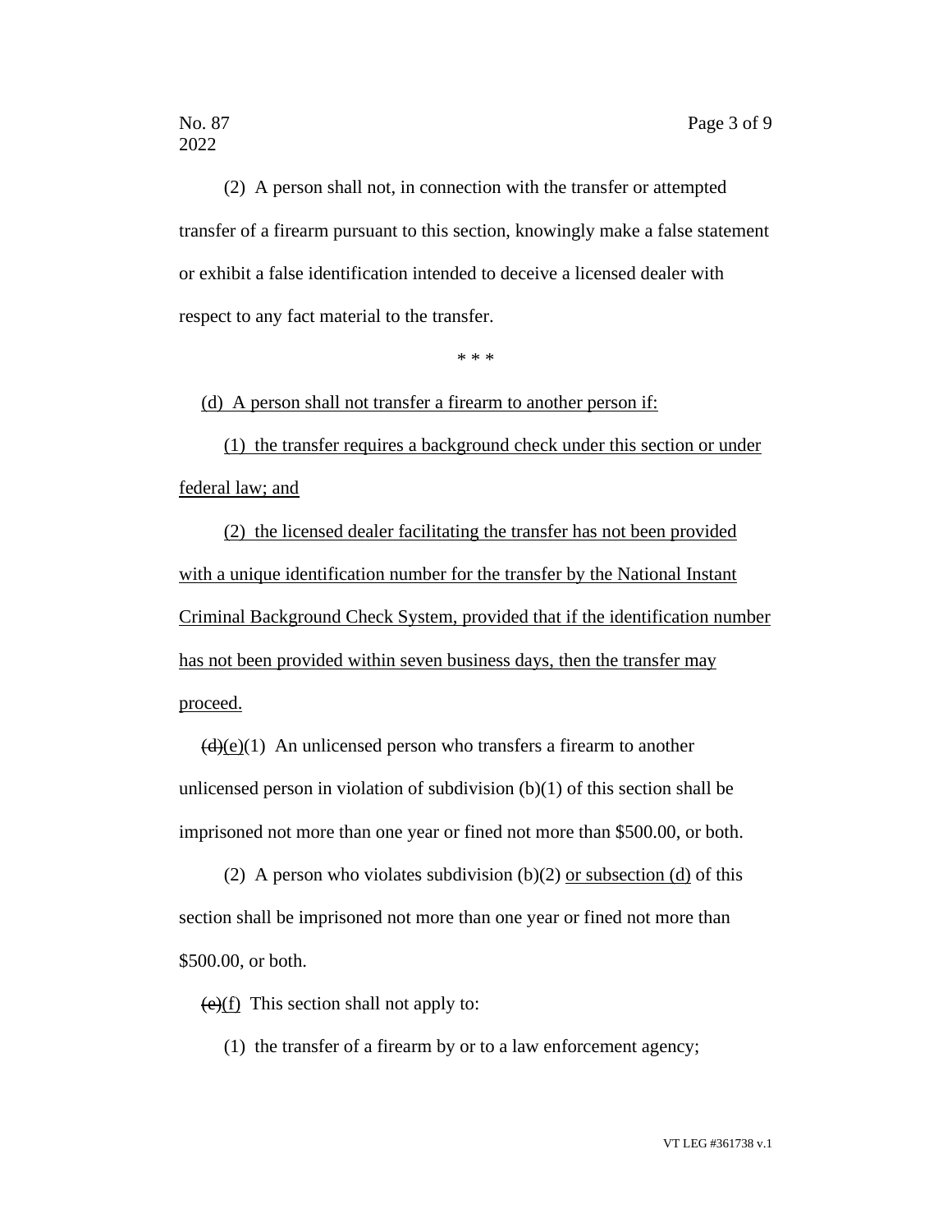(2) A person shall not, in connection with the transfer or attempted transfer of a firearm pursuant to this section, knowingly make a false statement or exhibit a false identification intended to deceive a licensed dealer with respect to any fact material to the transfer.

\* \* \*

<u>(d) A person shall not transfer a firearm to another person if:</u>

<u>(1) the transfer requires a background check under this section or under federal law; and</u>

<u>(2) the licensed dealer facilitating the transfer has not been provided with a unique identification number for the transfer by the National Instant Criminal Background Check System, provided that if the identification number has not been provided within seven business days, then the transfer may proceed.</u>

~~(d)~~<u>(e)</u>(1) An unlicensed person who transfers a firearm to another unlicensed person in violation of subdivision (b)(1) of this section shall be imprisoned not more than one year or fined not more than $500.00, or both.

(2) A person who violates subdivision (b)(2) <u>or subsection (d)</u> of this section shall be imprisoned not more than one year or fined not more than $500.00, or both.

~~(e)~~<u>(f)</u> This section shall not apply to:

(1) the transfer of a firearm by or to a law enforcement agency;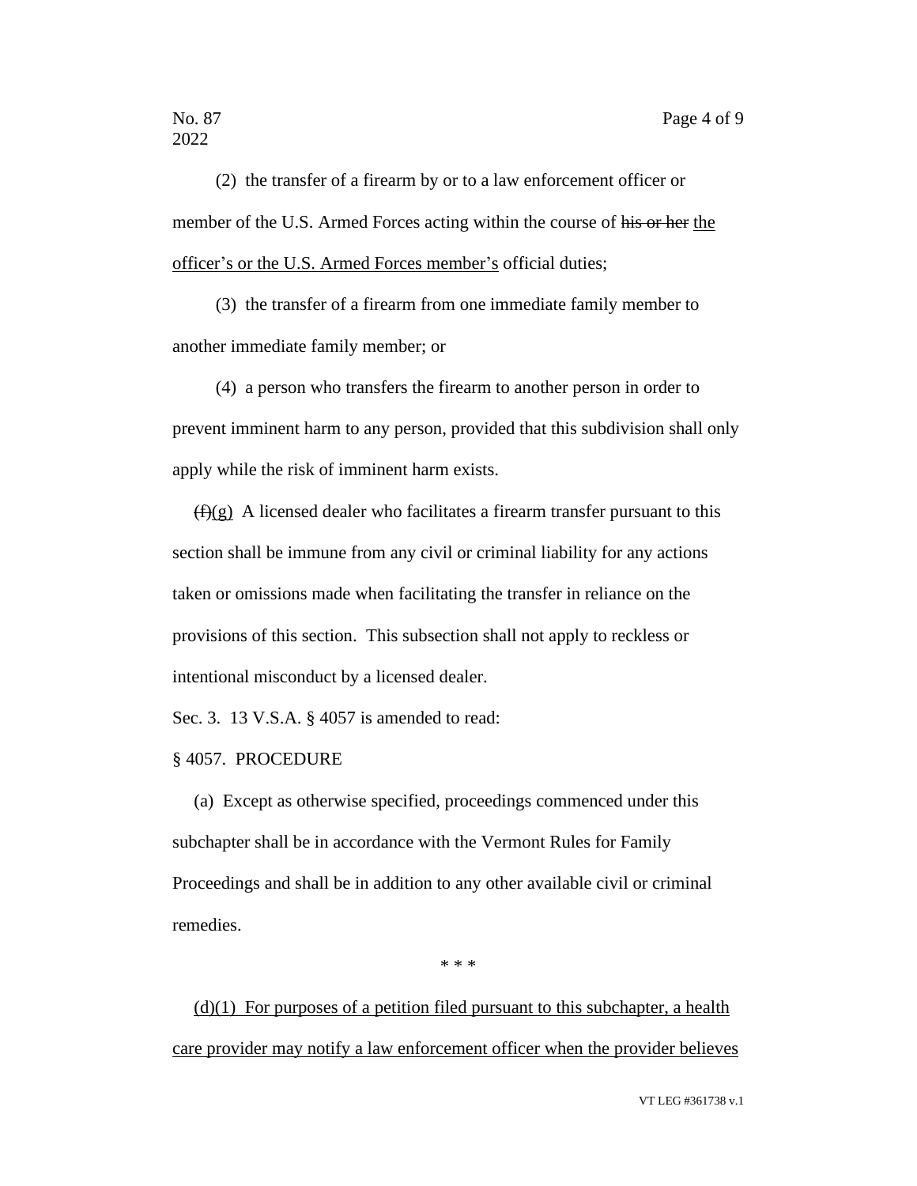(2) the transfer of a firearm by or to a law enforcement officer or member of the U.S. Armed Forces acting within the course of ~~his or her~~ <u>the officer's or the U.S. Armed Forces member's</u> official duties;

(3) the transfer of a firearm from one immediate family member to another immediate family member; or

(4) a person who transfers the firearm to another person in order to prevent imminent harm to any person, provided that this subdivision shall only apply while the risk of imminent harm exists.

~~(f)~~<u>(g)</u> A licensed dealer who facilitates a firearm transfer pursuant to this section shall be immune from any civil or criminal liability for any actions taken or omissions made when facilitating the transfer in reliance on the provisions of this section. This subsection shall not apply to reckless or intentional misconduct by a licensed dealer.

Sec. 3. 13 V.S.A. § 4057 is amended to read:

§ 4057. PROCEDURE

(a) Except as otherwise specified, proceedings commenced under this subchapter shall be in accordance with the Vermont Rules for Family Proceedings and shall be in addition to any other available civil or criminal remedies.

\* \* \*

<u>(d)(1) For purposes of a petition filed pursuant to this subchapter, a health care provider may notify a law enforcement officer when the provider believes</u>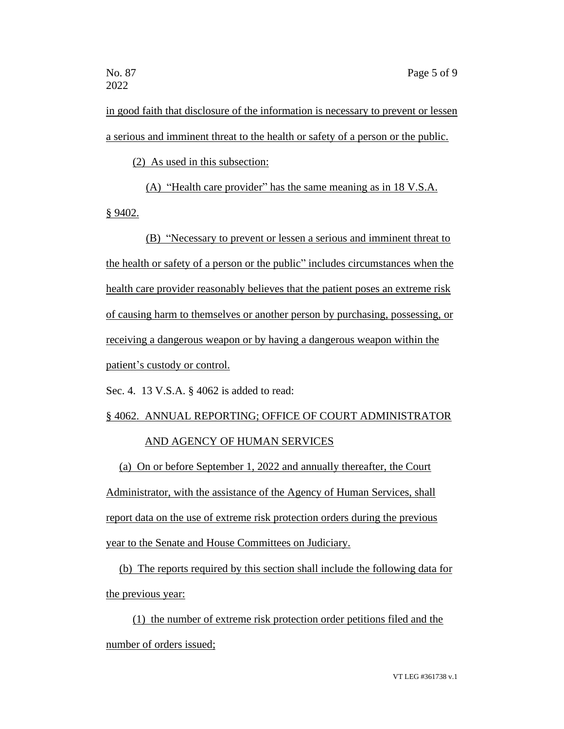in good faith that disclosure of the information is necessary to prevent or lessen a serious and imminent threat to the health or safety of a person or the public.

(2) As used in this subsection:

(A) "Health care provider" has the same meaning as in 18 V.S.A. § 9402.

(B) "Necessary to prevent or lessen a serious and imminent threat to the health or safety of a person or the public" includes circumstances when the health care provider reasonably believes that the patient poses an extreme risk of causing harm to themselves or another person by purchasing, possessing, or receiving a dangerous weapon or by having a dangerous weapon within the patient's custody or control.

Sec. 4. 13 V.S.A. § 4062 is added to read:

§ 4062. ANNUAL REPORTING; OFFICE OF COURT ADMINISTRATOR AND AGENCY OF HUMAN SERVICES

(a) On or before September 1, 2022 and annually thereafter, the Court Administrator, with the assistance of the Agency of Human Services, shall report data on the use of extreme risk protection orders during the previous year to the Senate and House Committees on Judiciary.

(b) The reports required by this section shall include the following data for the previous year:

(1) the number of extreme risk protection order petitions filed and the number of orders issued;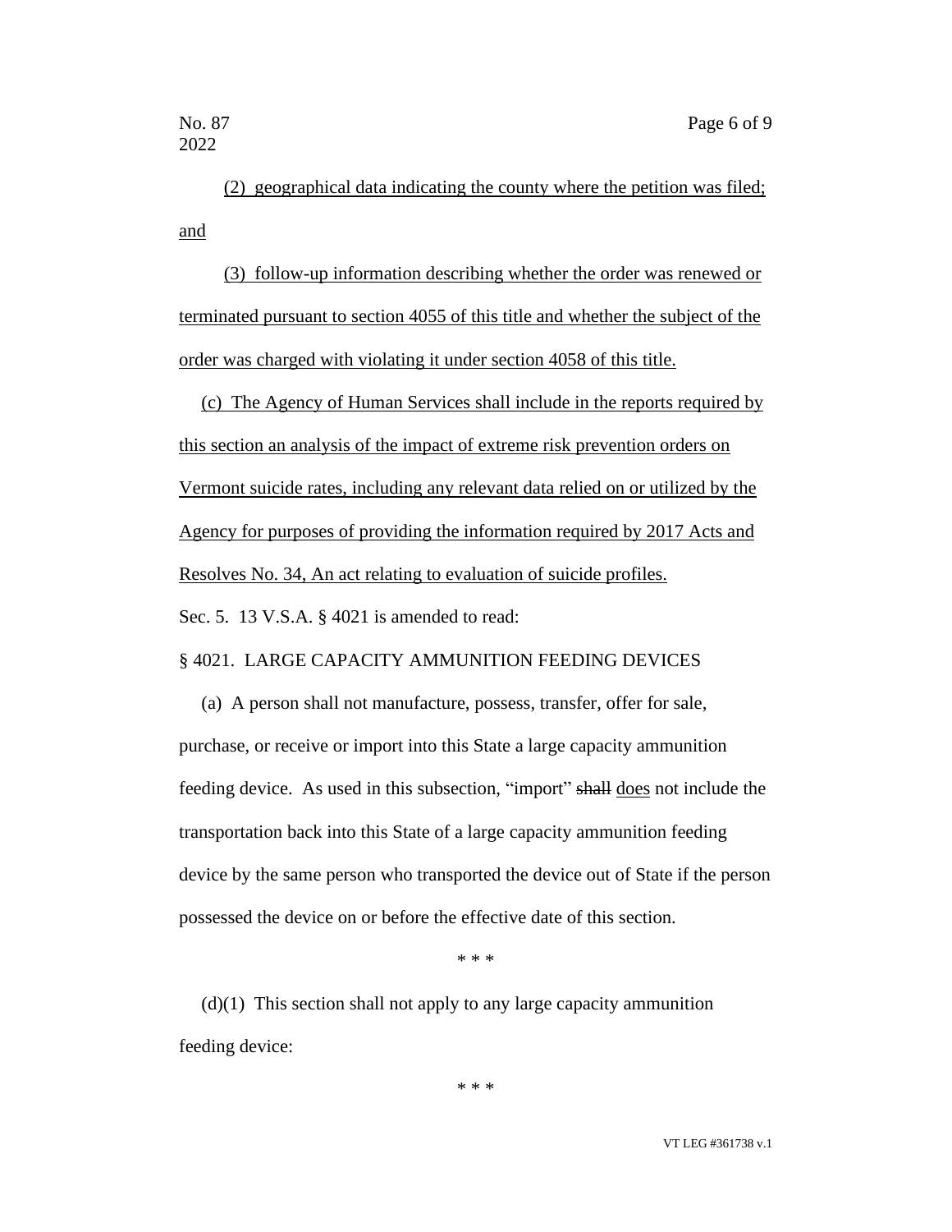(2) geographical data indicating the county where the petition was filed; and

(3) follow-up information describing whether the order was renewed or terminated pursuant to section 4055 of this title and whether the subject of the order was charged with violating it under section 4058 of this title.

(c) The Agency of Human Services shall include in the reports required by this section an analysis of the impact of extreme risk prevention orders on Vermont suicide rates, including any relevant data relied on or utilized by the Agency for purposes of providing the information required by 2017 Acts and Resolves No. 34, An act relating to evaluation of suicide profiles.

Sec. 5. 13 V.S.A. § 4021 is amended to read:

§ 4021. LARGE CAPACITY AMMUNITION FEEDING DEVICES

(a) A person shall not manufacture, possess, transfer, offer for sale, purchase, or receive or import into this State a large capacity ammunition feeding device. As used in this subsection, "import" ~~shall~~ does not include the transportation back into this State of a large capacity ammunition feeding device by the same person who transported the device out of State if the person possessed the device on or before the effective date of this section.

\* \* \*

(d)(1) This section shall not apply to any large capacity ammunition feeding device:

\* \* \*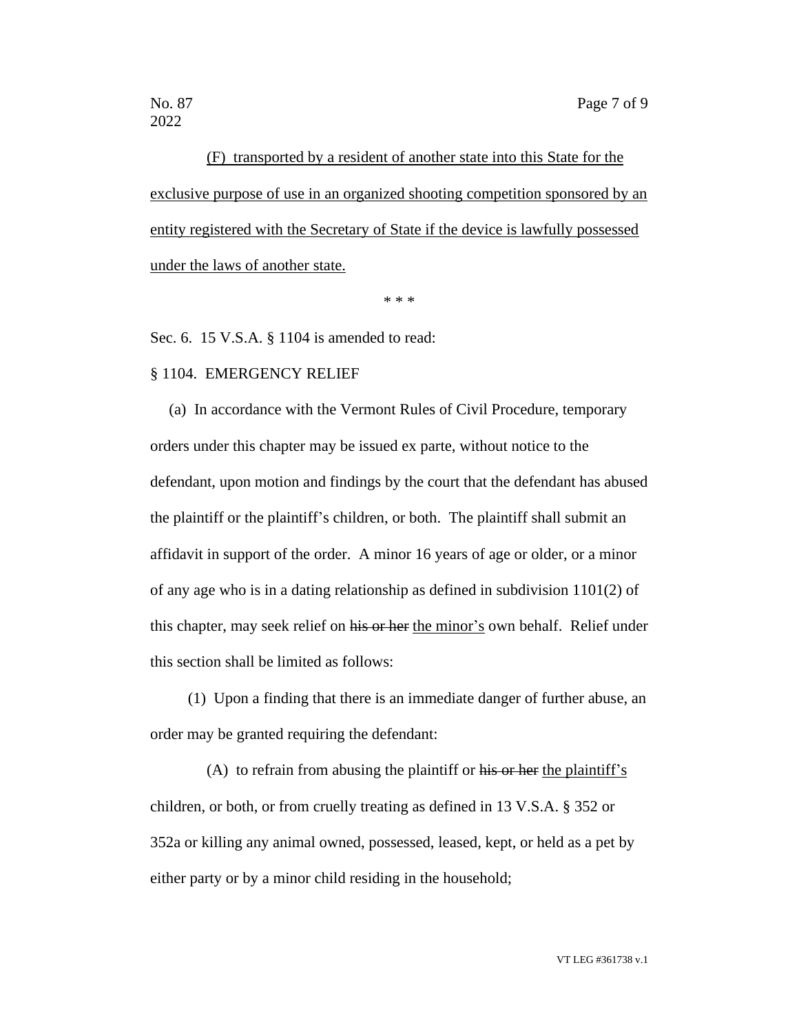(F) transported by a resident of another state into this State for the exclusive purpose of use in an organized shooting competition sponsored by an entity registered with the Secretary of State if the device is lawfully possessed under the laws of another state.

\* \* \*

Sec. 6. 15 V.S.A. § 1104 is amended to read:

§ 1104. EMERGENCY RELIEF

(a) In accordance with the Vermont Rules of Civil Procedure, temporary orders under this chapter may be issued ex parte, without notice to the defendant, upon motion and findings by the court that the defendant has abused the plaintiff or the plaintiff's children, or both. The plaintiff shall submit an affidavit in support of the order. A minor 16 years of age or older, or a minor of any age who is in a dating relationship as defined in subdivision 1101(2) of this chapter, may seek relief on ~~his or her~~ the minor's own behalf. Relief under this section shall be limited as follows:

(1) Upon a finding that there is an immediate danger of further abuse, an order may be granted requiring the defendant:

(A) to refrain from abusing the plaintiff or ~~his or her~~ the plaintiff's children, or both, or from cruelly treating as defined in 13 V.S.A. § 352 or 352a or killing any animal owned, possessed, leased, kept, or held as a pet by either party or by a minor child residing in the household;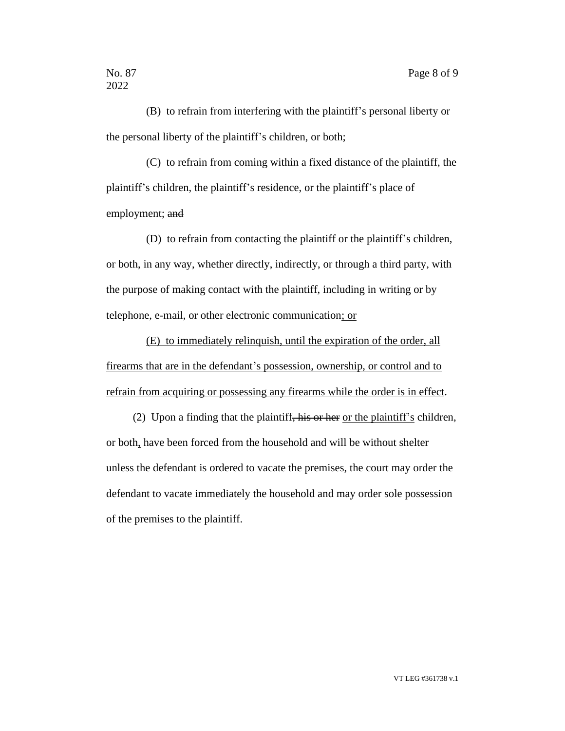(B) to refrain from interfering with the plaintiff's personal liberty or the personal liberty of the plaintiff's children, or both;

(C) to refrain from coming within a fixed distance of the plaintiff, the plaintiff's children, the plaintiff's residence, or the plaintiff's place of employment; ~~and~~

(D) to refrain from contacting the plaintiff or the plaintiff's children, or both, in any way, whether directly, indirectly, or through a third party, with the purpose of making contact with the plaintiff, including in writing or by telephone, e-mail, or other electronic communication<u>; or</u>

<u>(E) to immediately relinquish, until the expiration of the order, all firearms that are in the defendant's possession, ownership, or control and to refrain from acquiring or possessing any firearms while the order is in effect</u>.

(2) Upon a finding that the plaintiff~~, his or her~~ <u>or the plaintiff's</u> children, or both<u>,</u> have been forced from the household and will be without shelter unless the defendant is ordered to vacate the premises, the court may order the defendant to vacate immediately the household and may order sole possession of the premises to the plaintiff.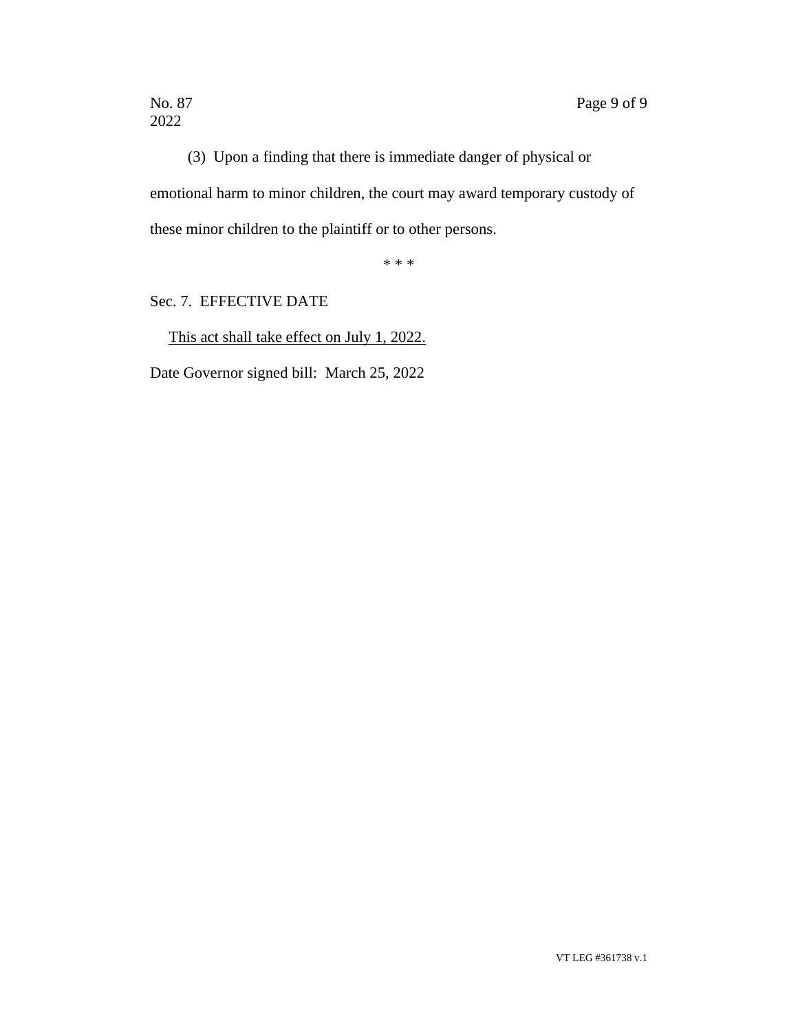(3) Upon a finding that there is immediate danger of physical or emotional harm to minor children, the court may award temporary custody of these minor children to the plaintiff or to other persons.

* * *

Sec. 7. EFFECTIVE DATE

<u>This act shall take effect on July 1, 2022.</u>

Date Governor signed bill: March 25, 2022